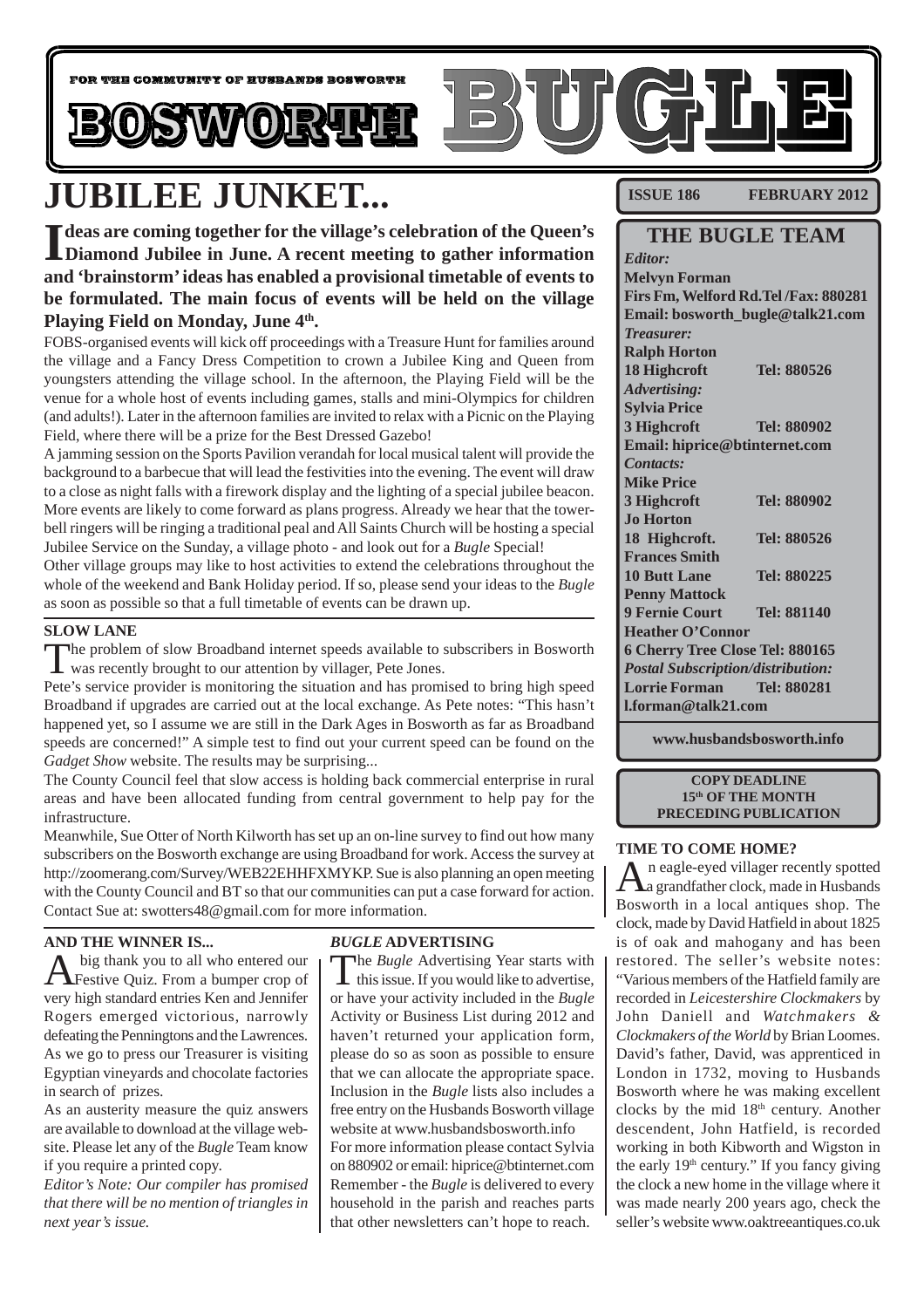FOR THE COMMUNITY OF HUSBANDS BOSWORTH

# BOSWORTH BUGLE

**ISSUE 186 FEBRUARY 2012**

# JUBILEE JUNKET...

**Ideas are coming together for the village's celebration of the Queen's Diamond Jubilee in June. A recent meeting to gather information and 'brainstorm' ideas has enabled a provisional timetable of events to be formulated. The main focus of events will be held on the village Playing Field on Monday, June 4th.**

FOBS-organised events will kick off proceedings with a Treasure Hunt for families around the village and a Fancy Dress Competition to crown a Jubilee King and Queen from youngsters attending the village school. In the afternoon, the Playing Field will be the venue for a whole host of events including games, stalls and mini-Olympics for children (and adults!). Later in the afternoon families are invited to relax with a Picnic on the Playing Field, where there will be a prize for the Best Dressed Gazebo!

A jamming session on the Sports Pavilion verandah for local musical talent will provide the background to a barbecue that will lead the festivities into the evening. The event will draw to a close as night falls with a firework display and the lighting of a special jubilee beacon. More events are likely to come forward as plans progress. Already we hear that the tower-bell ringers will be ringing a traditional peal and All Saints Church will be hosting a special Jubilee Service on the Sunday, a village photo - and look out for a *Bugle* Special!

Other village groups may like to host activities to extend the celebrations throughout the whole of the weekend and Bank Holiday period. If so, please send your ideas to the *Bugle* as soon as possible so that a full timetable of events can be drawn up.

### SLOW LANE

The problem of slow Broadband internet speeds available to subscribers in Bosworth was recently brought to our attention by villager, Pete Jones.

Pete's service provider is monitoring the situation and has promised to bring high speed Broadband if upgrades are carried out at the local exchange. As Pete notes: "This hasn't happened yet, so I assume we are still in the Dark Ages in Bosworth as far as Broadband speeds are concerned!" A simple test to find out your current speed can be found on the *Gadget Show* website. The results may be surprising...

The County Council feel that slow access is holding back commercial enterprise in rural areas and have been allocated funding from central government to help pay for the infrastructure.

Meanwhile, Sue Otter of North Kilworth has set up an on-line survey to find out how many subscribers on the Bosworth exchange are using Broadband for work. Access the survey at http://zoomerang.com/Survey/WEB22EHHFXMYKP. Sue is also planning an open meeting with the County Council and BT so that our communities can put a case forward for action. Contact Sue at: swotters48@gmail.com for more information.

### AND THE WINNER IS...

A big thank you to all who entered our Festive Quiz. From a bumper crop of very high standard entries Ken and Jennifer Rogers emerged victorious, narrowly defeating the Penningtons and the Lawrences. As we go to press our Treasurer is visiting Egyptian vineyards and chocolate factories in search of prizes.

As an austerity measure the quiz answers are available to download at the village website. Please let any of the *Bugle* Team know if you require a printed copy.

*Editor's Note: Our compiler has promised that there will be no mention of triangles in next year's issue.*

### *BUGLE* ADVERTISING

The *Bugle* Advertising Year starts with this issue. If you would like to advertise, or have your activity included in the *Bugle* Activity or Business List during 2012 and haven't returned your application form, please do so as soon as possible to ensure that we can allocate the appropriate space. Inclusion in the *Bugle* lists also includes a free entry on the Husbands Bosworth village website at www.husbandsbosworth.info

For more information please contact Sylvia on 880902 or email: hiprice@btinternet.com

Remember - the *Bugle* is delivered to every household in the parish and reaches parts that other newsletters can't hope to reach.

## THE BUGLE TEAM

*Editor:*
**Melvyn Forman**
**Firs Fm, Welford Rd.Tel /Fax: 880281**
**Email: bosworth_bugle@talk21.com**

*Treasurer:*
**Ralph Horton**
**18 Highcroft Tel: 880526**

*Advertising:*
**Sylvia Price**
**3 Highcroft Tel: 880902**
**Email: hiprice@btinternet.com**

*Contacts:*
**Mike Price**
**3 Highcroft Tel: 880902**
**Jo Horton**
**18 Highcroft. Tel: 880526**
**Frances Smith**
**10 Butt Lane Tel: 880225**
**Penny Mattock**
**9 Fernie Court Tel: 881140**
**Heather O'Connor**
**6 Cherry Tree Close Tel: 880165**

*Postal Subscription/distribution:*
**Lorrie Forman Tel: 880281**
**l.forman@talk21.com**

**www.husbandsbosworth.info**

**COPY DEADLINE 15th OF THE MONTH PRECEDING PUBLICATION**

### TIME TO COME HOME?

An eagle-eyed villager recently spotted a grandfather clock, made in Husbands Bosworth in a local antiques shop. The clock, made by David Hatfield in about 1825 is of oak and mahogany and has been restored. The seller's website notes: "Various members of the Hatfield family are recorded in *Leicestershire Clockmakers* by John Daniell and *Watchmakers & Clockmakers of the World* by Brian Loomes. David's father, David, was apprenticed in London in 1732, moving to Husbands Bosworth where he was making excellent clocks by the mid 18th century. Another descendent, John Hatfield, is recorded working in both Kibworth and Wigston in the early 19th century." If you fancy giving the clock a new home in the village where it was made nearly 200 years ago, check the seller's website www.oaktreeantiques.co.uk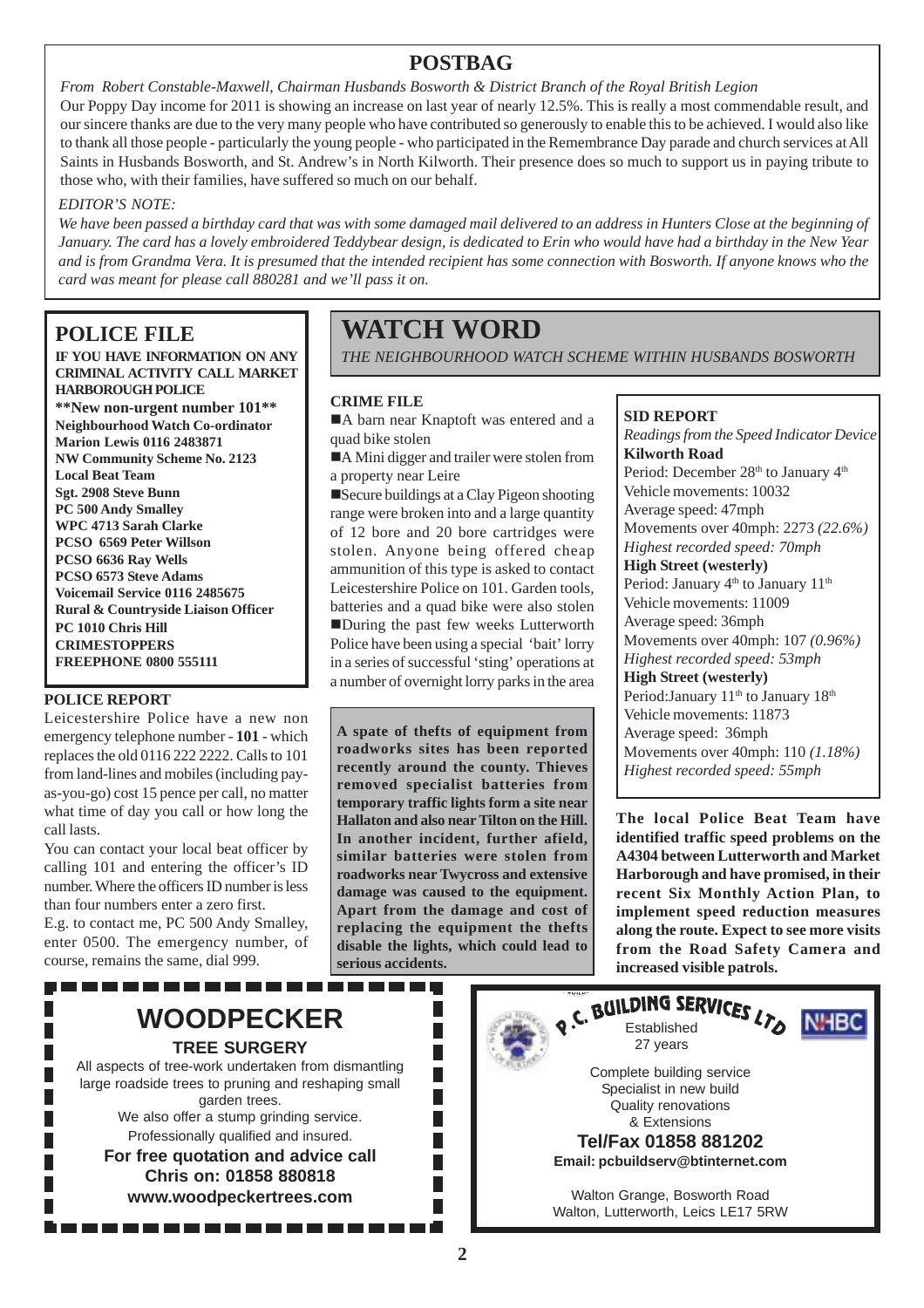## POSTBAG

*From Robert Constable-Maxwell, Chairman Husbands Bosworth & District Branch of the Royal British Legion*

Our Poppy Day income for 2011 is showing an increase on last year of nearly 12.5%. This is really a most commendable result, and our sincere thanks are due to the very many people who have contributed so generously to enable this to be achieved. I would also like to thank all those people - particularly the young people - who participated in the Remembrance Day parade and church services at All Saints in Husbands Bosworth, and St. Andrew's in North Kilworth. Their presence does so much to support us in paying tribute to those who, with their families, have suffered so much on our behalf.

*EDITOR'S NOTE:*

*We have been passed a birthday card that was with some damaged mail delivered to an address in Hunters Close at the beginning of January. The card has a lovely embroidered Teddybear design, is dedicated to Erin who would have had a birthday in the New Year and is from Grandma Vera. It is presumed that the intended recipient has some connection with Bosworth. If anyone knows who the card was meant for please call 880281 and we'll pass it on.*

## POLICE FILE

**IF YOU HAVE INFORMATION ON ANY CRIMINAL ACTIVITY CALL MARKET HARBOROUGH POLICE**

**\*\*New non-urgent number 101\*\***

**Neighbourhood Watch Co-ordinator**
**Marion Lewis 0116 2483871**
**NW Community Scheme No. 2123**
**Local Beat Team**
**Sgt. 2908 Steve Bunn**
**PC 500 Andy Smalley**
**WPC 4713 Sarah Clarke**
**PCSO 6569 Peter Willson**
**PCSO 6636 Ray Wells**
**PCSO 6573 Steve Adams**
**Voicemail Service 0116 2485675**
**Rural & Countryside Liaison Officer**
**PC 1010 Chris Hill**
**CRIMESTOPPERS**
**FREEPHONE 0800 555111**

### POLICE REPORT

Leicestershire Police have a new non emergency telephone number - **101** - which replaces the old 0116 222 2222. Calls to 101 from land-lines and mobiles (including pay-as-you-go) cost 15 pence per call, no matter what time of day you call or how long the call lasts.

You can contact your local beat officer by calling 101 and entering the officer's ID number. Where the officers ID number is less than four numbers enter a zero first.

E.g. to contact me, PC 500 Andy Smalley, enter 0500. The emergency number, of course, remains the same, dial 999.

## WATCH WORD

*THE NEIGHBOURHOOD WATCH SCHEME WITHIN HUSBANDS BOSWORTH*

### CRIME FILE

- A barn near Knaptoft was entered and a quad bike stolen
- A Mini digger and trailer were stolen from a property near Leire
- Secure buildings at a Clay Pigeon shooting range were broken into and a large quantity of 12 bore and 20 bore cartridges were stolen. Anyone being offered cheap ammunition of this type is asked to contact Leicestershire Police on 101. Garden tools, batteries and a quad bike were also stolen
- During the past few weeks Lutterworth Police have been using a special 'bait' lorry in a series of successful 'sting' operations at a number of overnight lorry parks in the area

**A spate of thefts of equipment from roadworks sites has been reported recently around the county. Thieves removed specialist batteries from temporary traffic lights form a site near Hallaton and also near Tilton on the Hill. In another incident, further afield, similar batteries were stolen from roadworks near Twycross and extensive damage was caused to the equipment. Apart from the damage and cost of replacing the equipment the thefts disable the lights, which could lead to serious accidents.**

### SID REPORT

*Readings from the Speed Indicator Device*

**Kilworth Road**
Period: December 28th to January 4th
Vehicle movements: 10032
Average speed: 47mph
Movements over 40mph: 2273 *(22.6%)*
*Highest recorded speed: 70mph*

**High Street (westerly)**
Period: January 4th to January 11th
Vehicle movements: 11009
Average speed: 36mph
Movements over 40mph: 107 *(0.96%)*
*Highest recorded speed: 53mph*

**High Street (westerly)**
Period: January 11th to January 18th
Vehicle movements: 11873
Average speed: 36mph
Movements over 40mph: 110 *(1.18%)*
*Highest recorded speed: 55mph*

**The local Police Beat Team have identified traffic speed problems on the A4304 between Lutterworth and Market Harborough and have promised, in their recent Six Monthly Action Plan, to implement speed reduction measures along the route. Expect to see more visits from the Road Safety Camera and increased visible patrols.**

## WOODPECKER
**TREE SURGERY**

All aspects of tree-work undertaken from dismantling large roadside trees to pruning and reshaping small garden trees.
We also offer a stump grinding service.
Professionally qualified and insured.
**For free quotation and advice call**
**Chris on: 01858 880818**
**www.woodpeckertrees.com**

## P.C. BUILDING SERVICES LTD

Established 27 years

NHBC

Complete building service
Specialist in new build
Quality renovations
& Extensions
**Tel/Fax 01858 881202**
**Email: pcbuildserv@btinternet.com**

Walton Grange, Bosworth Road
Walton, Lutterworth, Leics LE17 5RW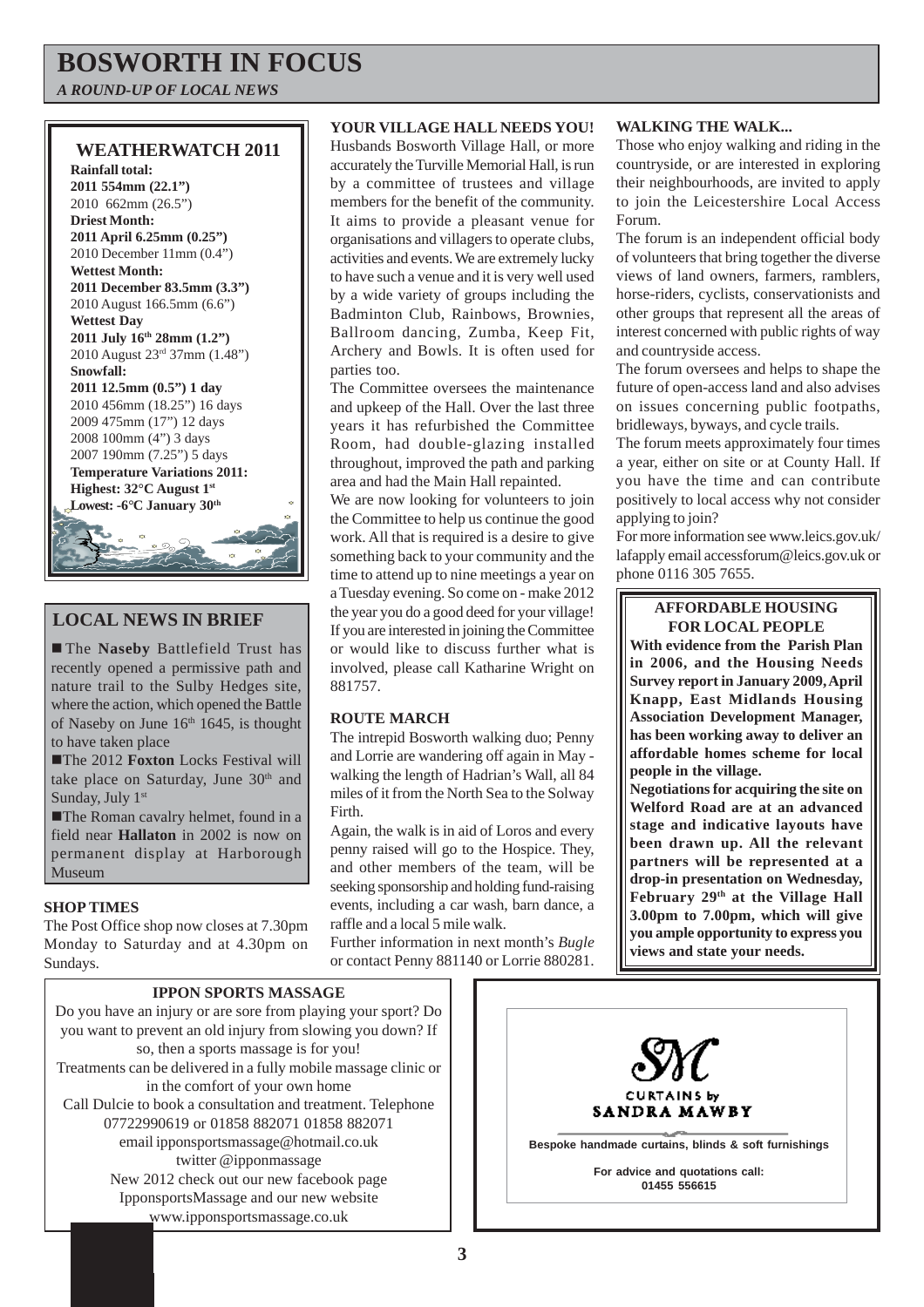# BOSWORTH IN FOCUS

*A ROUND-UP OF LOCAL NEWS*

## WEATHERWATCH 2011

**Rainfall total:**
**2011 554mm (22.1")**
2010 662mm (26.5")

**Driest Month:**
**2011 April 6.25mm (0.25")**
2010 December 11mm (0.4")

**Wettest Month:**
**2011 December 83.5mm (3.3")**
2010 August 166.5mm (6.6")

**Wettest Day**
**2011 July 16th 28mm (1.2")**
2010 August 23rd 37mm (1.48")

**Snowfall:**
**2011 12.5mm (0.5") 1 day**
2010 456mm (18.25") 16 days
2009 475mm (17") 12 days
2008 100mm (4") 3 days
2007 190mm (7.25") 5 days

**Temperature Variations 2011:**
**Highest: 32°C August 1st**
**Lowest: -6°C January 30th**

## LOCAL NEWS IN BRIEF

- The **Naseby** Battlefield Trust has recently opened a permissive path and nature trail to the Sulby Hedges site, where the action, which opened the Battle of Naseby on June 16th 1645, is thought to have taken place
- The 2012 **Foxton** Locks Festival will take place on Saturday, June 30th and Sunday, July 1st
- The Roman cavalry helmet, found in a field near **Hallaton** in 2002 is now on permanent display at Harborough Museum

### SHOP TIMES

The Post Office shop now closes at 7.30pm Monday to Saturday and at 4.30pm on Sundays.

### YOUR VILLAGE HALL NEEDS YOU!

Husbands Bosworth Village Hall, or more accurately the Turville Memorial Hall, is run by a committee of trustees and village members for the benefit of the community. It aims to provide a pleasant venue for organisations and villagers to operate clubs, activities and events. We are extremely lucky to have such a venue and it is very well used by a wide variety of groups including the Badminton Club, Rainbows, Brownies, Ballroom dancing, Zumba, Keep Fit, Archery and Bowls. It is often used for parties too.

The Committee oversees the maintenance and upkeep of the Hall. Over the last three years it has refurbished the Committee Room, had double-glazing installed throughout, improved the path and parking area and had the Main Hall repainted.

We are now looking for volunteers to join the Committee to help us continue the good work. All that is required is a desire to give something back to your community and the time to attend up to nine meetings a year on a Tuesday evening. So come on - make 2012 the year you do a good deed for your village! If you are interested in joining the Committee or would like to discuss further what is involved, please call Katharine Wright on 881757.

### ROUTE MARCH

The intrepid Bosworth walking duo; Penny and Lorrie are wandering off again in May - walking the length of Hadrian's Wall, all 84 miles of it from the North Sea to the Solway Firth.

Again, the walk is in aid of Loros and every penny raised will go to the Hospice. They, and other members of the team, will be seeking sponsorship and holding fund-raising events, including a car wash, barn dance, a raffle and a local 5 mile walk.

Further information in next month's *Bugle* or contact Penny 881140 or Lorrie 880281.

### WALKING THE WALK...

Those who enjoy walking and riding in the countryside, or are interested in exploring their neighbourhoods, are invited to apply to join the Leicestershire Local Access Forum.

The forum is an independent official body of volunteers that bring together the diverse views of land owners, farmers, ramblers, horse-riders, cyclists, conservationists and other groups that represent all the areas of interest concerned with public rights of way and countryside access.

The forum oversees and helps to shape the future of open-access land and also advises on issues concerning public footpaths, bridleways, byways, and cycle trails.

The forum meets approximately four times a year, either on site or at County Hall. If you have the time and can contribute positively to local access why not consider applying to join?

For more information see www.leics.gov.uk/lafapply email accessforum@leics.gov.uk or phone 0116 305 7655.

### AFFORDABLE HOUSING FOR LOCAL PEOPLE

**With evidence from the Parish Plan in 2006, and the Housing Needs Survey report in January 2009, April Knapp, East Midlands Housing Association Development Manager, has been working away to deliver an affordable homes scheme for local people in the village.**

**Negotiations for acquiring the site on Welford Road are at an advanced stage and indicative layouts have been drawn up. All the relevant partners will be represented at a drop-in presentation on Wednesday, February 29th at the Village Hall 3.00pm to 7.00pm, which will give you ample opportunity to express you views and state your needs.**

### IPPON SPORTS MASSAGE

Do you have an injury or are sore from playing your sport? Do you want to prevent an old injury from slowing you down? If so, then a sports massage is for you!

Treatments can be delivered in a fully mobile massage clinic or in the comfort of your own home

Call Dulcie to book a consultation and treatment. Telephone 07722990619 or 01858 882071 01858 882071

email ipponsportsmassage@hotmail.co.uk

twitter @ipponmassage

New 2012 check out our new facebook page IpponsportsMassage and our new website www.ipponsportsmassage.co.uk

SM

CURTAINS by SANDRA MAWBY

Bespoke handmade curtains, blinds & soft furnishings

For advice and quotations call:
01455 556615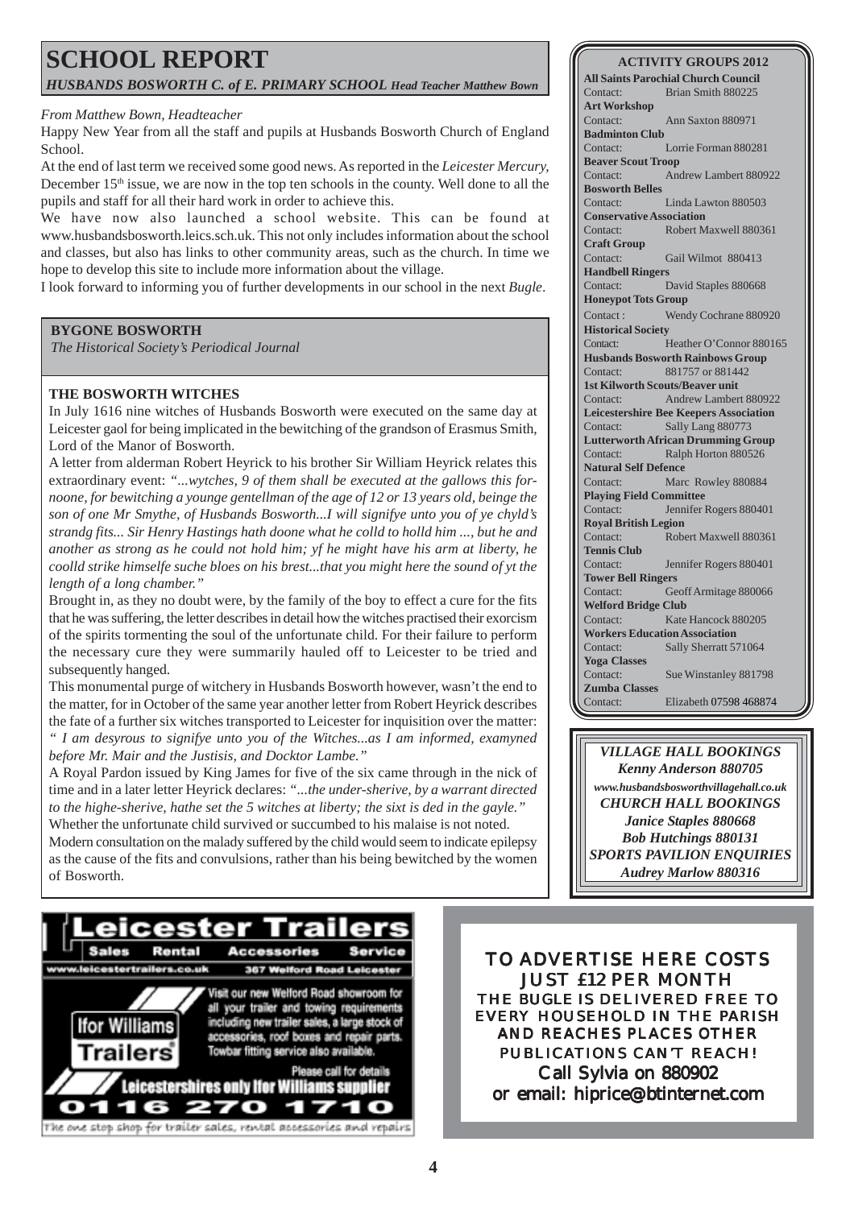# SCHOOL REPORT

***HUSBANDS BOSWORTH C. of E. PRIMARY SCHOOL** Head Teacher Matthew Bown*

*From Matthew Bown, Headteacher*

Happy New Year from all the staff and pupils at Husbands Bosworth Church of England School.

At the end of last term we received some good news. As reported in the *Leicester Mercury,* December 15th issue, we are now in the top ten schools in the county. Well done to all the pupils and staff for all their hard work in order to achieve this.

We have now also launched a school website. This can be found at www.husbandsbosworth.leics.sch.uk. This not only includes information about the school and classes, but also has links to other community areas, such as the church. In time we hope to develop this site to include more information about the village.

I look forward to informing you of further developments in our school in the next *Bugle*.

## BYGONE BOSWORTH

*The Historical Society's Periodical Journal*

### THE BOSWORTH WITCHES

In July 1616 nine witches of Husbands Bosworth were executed on the same day at Leicester gaol for being implicated in the bewitching of the grandson of Erasmus Smith, Lord of the Manor of Bosworth.

A letter from alderman Robert Heyrick to his brother Sir William Heyrick relates this extraordinary event: *"...wytches, 9 of them shall be executed at the gallows this fornoone, for bewitching a younge gentellman of the age of 12 or 13 years old, beinge the son of one Mr Smythe, of Husbands Bosworth...I will signifye unto you of ye chyld's strandg fits... Sir Henry Hastings hath doone what he colld to holld him ..., but he and another as strong as he could not hold him; yf he might have his arm at liberty, he coolld strike himselfe suche bloes on his brest...that you might here the sound of yt the length of a long chamber."*

Brought in, as they no doubt were, by the family of the boy to effect a cure for the fits that he was suffering, the letter describes in detail how the witches practised their exorcism of the spirits tormenting the soul of the unfortunate child. For their failure to perform the necessary cure they were summarily hauled off to Leicester to be tried and subsequently hanged.

This monumental purge of witchery in Husbands Bosworth however, wasn't the end to the matter, for in October of the same year another letter from Robert Heyrick describes the fate of a further six witches transported to Leicester for inquisition over the matter: *" I am desyrous to signifye unto you of the Witches...as I am informed, examyned before Mr. Mair and the Justisis, and Docktor Lambe."*

A Royal Pardon issued by King James for five of the six came through in the nick of time and in a later letter Heyrick declares: *"...the under-sherive, by a warrant directed to the highe-sherive, hathe set the 5 witches at liberty; the sixt is ded in the gayle."*

Whether the unfortunate child survived or succumbed to his malaise is not noted.

Modern consultation on the malady suffered by the child would seem to indicate epilepsy as the cause of the fits and convulsions, rather than his being bewitched by the women of Bosworth.

## ACTIVITY GROUPS 2012

**All Saints Parochial Church Council**
Contact: Brian Smith 880225

**Art Workshop**
Contact: Ann Saxton 880971

**Badminton Club**
Contact: Lorrie Forman 880281

**Beaver Scout Troop**
Contact: Andrew Lambert 880922

**Bosworth Belles**
Contact: Linda Lawton 880503

**Conservative Association**
Contact: Robert Maxwell 880361

**Craft Group**
Contact: Gail Wilmot 880413

**Handbell Ringers**
Contact: David Staples 880668

**Honeypot Tots Group**
Contact: Wendy Cochrane 880920

**Historical Society**
Contact: Heather O'Connor 880165

**Husbands Bosworth Rainbows Group**
Contact: 881757 or 881442

**1st Kilworth Scouts/Beaver unit**
Contact: Andrew Lambert 880922

**Leicestershire Bee Keepers Association**
Contact: Sally Lang 880773

**Lutterworth African Drumming Group**
Contact: Ralph Horton 880526

**Natural Self Defence**
Contact: Marc Rowley 880884

**Playing Field Committee**
Contact: Jennifer Rogers 880401

**Royal British Legion**
Contact: Robert Maxwell 880361

**Tennis Club**
Contact: Jennifer Rogers 880401

**Tower Bell Ringers**
Contact: Geoff Armitage 880066

**Welford Bridge Club**
Contact: Kate Hancock 880205

**Workers Education Association**
Contact: Sally Sherratt 571064

**Yoga Classes**
Contact: Sue Winstanley 881798

**Zumba Classes**
Contact: Elizabeth 07598 468874

***VILLAGE HALL BOOKINGS***
***Kenny Anderson 880705***
***www.husbandsbosworthvillagehall.co.uk***
***CHURCH HALL BOOKINGS***
***Janice Staples 880668***
***Bob Hutchings 880131***
***SPORTS PAVILION ENQUIRIES***
***Audrey Marlow 880316***

**Leicester Trailers**
Sales Rental Accessories Service
www.leicestertrailers.co.uk 367 Welford Road Leicester
Ifor Williams Trailers
Visit our new Welford Road showroom for all your trailer and towing requirements including new trailer sales, a large stock of accessories, roof boxes and repair parts. Towbar fitting service also available.
Please call for details
Leicestershires only Ifor Williams supplier
0116 270 1710
The one stop shop for trailer sales, rental accessories and repairs

**TO ADVERTISE HERE COSTS JUST £12 PER MONTH**
THE BUGLE IS DELIVERED FREE TO EVERY HOUSEHOLD IN THE PARISH AND REACHES PLACES OTHER PUBLICATIONS CAN'T REACH!
Call Sylvia on 880902
or email: hiprice@btinternet.com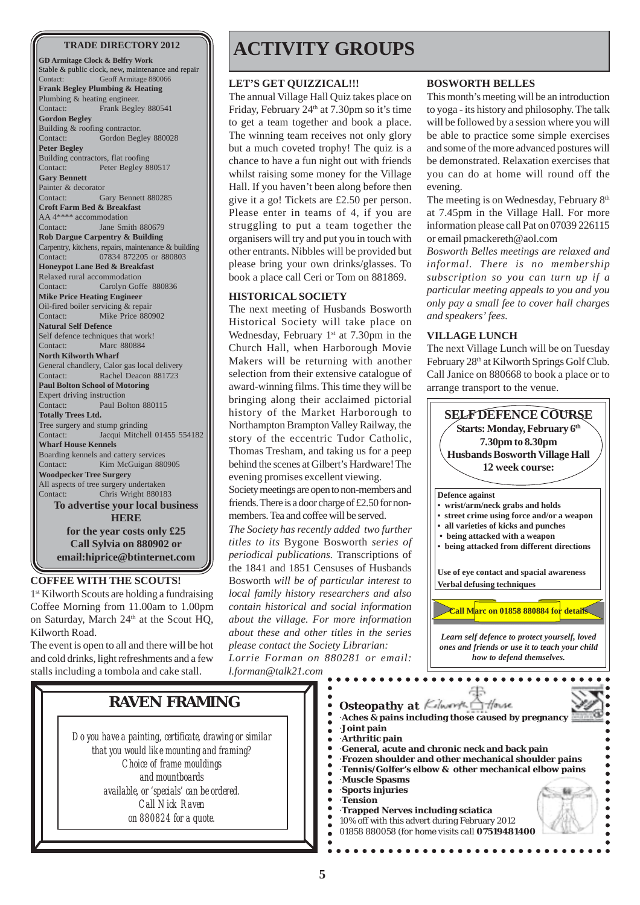**TRADE DIRECTORY 2012**

**GD Armitage Clock & Belfry Work**
Stable & public clock, new, maintenance and repair
Contact: Geoff Armitage 880066

**Frank Begley Plumbing & Heating**
Plumbing & heating engineer.
Contact: Frank Begley 880541

**Gordon Begley**
Building & roofing contractor.
Contact: Gordon Begley 880028

**Peter Begley**
Building contractors, flat roofing
Contact: Peter Begley 880517

**Gary Bennett**
Painter & decorator
Contact: Gary Bennett 880285

**Croft Farm Bed & Breakfast**
AA 4**** accommodation
Contact: Jane Smith 880679

**Rob Dargue Carpentry & Building**
Carpentry, kitchens, repairs, maintenance & building
Contact: 07834 872205 or 880803

**Honeypot Lane Bed & Breakfast**
Relaxed rural accommodation
Contact: Carolyn Goffe 880836

**Mike Price Heating Engineer**
Oil-fired boiler servicing & repair
Contact: Mike Price 880902

**Natural Self Defence**
Self defence techniques that work!
Contact: Marc 880884

**North Kilworth Wharf**
General chandlery, Calor gas local delivery
Contact: Rachel Deacon 881723

**Paul Bolton School of Motoring**
Expert driving instruction
Contact: Paul Bolton 880115

**Totally Trees Ltd.**
Tree surgery and stump grinding
Contact: Jacqui Mitchell 01455 554182

**Wharf House Kennels**
Boarding kennels and cattery services
Contact: Kim McGuigan 880905

**Woodpecker Tree Surgery**
All aspects of tree surgery undertaken
Contact: Chris Wright 880183

**To advertise your local business HERE for the year costs only £25 Call Sylvia on 880902 or email:hiprice@btinternet.com**

### COFFEE WITH THE SCOUTS!

1st Kilworth Scouts are holding a fundraising Coffee Morning from 11.00am to 1.00pm on Saturday, March 24th at the Scout HQ, Kilworth Road.

The event is open to all and there will be hot and cold drinks, light refreshments and a few stalls including a tombola and cake stall.

# ACTIVITY GROUPS

### LET'S GET QUIZZICAL!!!

The annual Village Hall Quiz takes place on Friday, February 24th at 7.30pm so it's time to get a team together and book a place. The winning team receives not only glory but a much coveted trophy! The quiz is a chance to have a fun night out with friends whilst raising some money for the Village Hall. If you haven't been along before then give it a go! Tickets are £2.50 per person. Please enter in teams of 4, if you are struggling to put a team together the organisers will try and put you in touch with other entrants. Nibbles will be provided but please bring your own drinks/glasses. To book a place call Ceri or Tom on 881869.

### HISTORICAL SOCIETY

The next meeting of Husbands Bosworth Historical Society will take place on Wednesday, February 1st at 7.30pm in the Church Hall, when Harborough Movie Makers will be returning with another selection from their extensive catalogue of award-winning films. This time they will be bringing along their acclaimed pictorial history of the Market Harborough to Northampton Brampton Valley Railway, the story of the eccentric Tudor Catholic, Thomas Tresham, and taking us for a peep behind the scenes at Gilbert's Hardware! The evening promises excellent viewing.

Society meetings are open to non-members and friends. There is a door charge of £2.50 for non-members. Tea and coffee will be served.

*The Society has recently added two further titles to its* Bygone Bosworth *series of periodical publications.* Transcriptions of the 1841 and 1851 Censuses of Husbands Bosworth *will be of particular interest to local family history researchers and also contain historical and social information about the village. For more information about these and other titles in the series please contact the Society Librarian: Lorrie Forman on 880281 or email: l.forman@talk21.com*

### BOSWORTH BELLES

This month's meeting will be an introduction to yoga - its history and philosophy. The talk will be followed by a session where you will be able to practice some simple exercises and some of the more advanced postures will be demonstrated. Relaxation exercises that you can do at home will round off the evening.

The meeting is on Wednesday, February 8th at 7.45pm in the Village Hall. For more information please call Pat on 07039 226115 or email pmackereth@aol.com

*Bosworth Belles meetings are relaxed and informal. There is no membership subscription so you can turn up if a particular meeting appeals to you and you only pay a small fee to cover hall charges and speakers' fees.*

### VILLAGE LUNCH

The next Village Lunch will be on Tuesday February 28th at Kilworth Springs Golf Club. Call Janice on 880668 to book a place or to arrange transport to the venue.

**SELF DEFENCE COURSE**
**Starts: Monday, February 6th**
**7.30pm to 8.30pm**
**Husbands Bosworth Village Hall**
**12 week course:**

**Defence against**
- **wrist/arm/neck grabs and holds**
- **street crime using force and/or a weapon**
- **all varieties of kicks and punches**
- **being attacked with a weapon**
- **being attacked from different directions**

**Use of eye contact and spacial awareness**
**Verbal defusing techniques**

**Call Marc on 01858 880884 for details**

***Learn self defence to protect yourself, loved ones and friends or use it to teach your child how to defend themselves.***

## RAVEN FRAMING

*Do you have a painting, certificate, drawing or similar that you would like mounting and framing? Choice of frame mouldings and mountboards available, or 'specials' can be ordered. Call Nick Raven on 880824 for a quote.*

**Osteopathy at Kilworth House**

- **Aches & pains including those caused by pregnancy**
- **Joint pain**
- **Arthritic pain**
- **General, acute and chronic neck and back pain**
- **Frozen shoulder and other mechanical shoulder pains**
- **Tennis/Golfer's elbow & other mechanical elbow pains**
- **Muscle Spasms**
- **Sports injuries**
- **Tension**
- **Trapped Nerves including sciatica**

10% off with this advert during February 2012
01858 880058 (for home visits call **07519481400**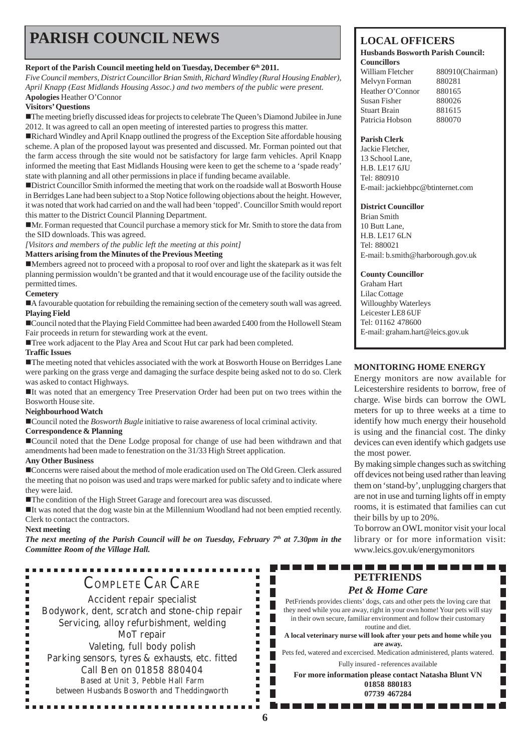# PARISH COUNCIL NEWS

**Report of the Parish Council meeting held on Tuesday, December 6th 2011.**

*Five Council members, District Councillor Brian Smith, Richard Windley (Rural Housing Enabler), April Knapp (East Midlands Housing Assoc.) and two members of the public were present.*

**Apologies** Heather O'Connor

**Visitors' Questions**

- The meeting briefly discussed ideas for projects to celebrate The Queen's Diamond Jubilee in June 2012. It was agreed to call an open meeting of interested parties to progress this matter.
- Richard Windley and April Knapp outlined the progress of the Exception Site affordable housing scheme. A plan of the proposed layout was presented and discussed. Mr. Forman pointed out that the farm access through the site would not be satisfactory for large farm vehicles. April Knapp informed the meeting that East Midlands Housing were keen to get the scheme to a 'spade ready' state with planning and all other permissions in place if funding became available.
- District Councillor Smith informed the meeting that work on the roadside wall at Bosworth House in Berridges Lane had been subject to a Stop Notice following objections about the height. However, it was noted that work had carried on and the wall had been 'topped'. Councillor Smith would report this matter to the District Council Planning Department.
- Mr. Forman requested that Council purchase a memory stick for Mr. Smith to store the data from the SID downloads. This was agreed.

*[Visitors and members of the public left the meeting at this point]*

**Matters arising from the Minutes of the Previous Meeting**

- Members agreed not to proceed with a proposal to roof over and light the skatepark as it was felt planning permission wouldn't be granted and that it would encourage use of the facility outside the permitted times.

**Cemetery**

- A favourable quotation for rebuilding the remaining section of the cemetery south wall was agreed.

**Playing Field**

- Council noted that the Playing Field Committee had been awarded £400 from the Hollowell Steam Fair proceeds in return for stewarding work at the event.
- Tree work adjacent to the Play Area and Scout Hut car park had been completed.

**Traffic Issues**

- The meeting noted that vehicles associated with the work at Bosworth House on Berridges Lane were parking on the grass verge and damaging the surface despite being asked not to do so. Clerk was asked to contact Highways.
- It was noted that an emergency Tree Preservation Order had been put on two trees within the Bosworth House site.

**Neighbourhood Watch**

- Council noted the *Bosworth Bugle* initiative to raise awareness of local criminal activity.

**Correspondence & Planning**

- Council noted that the Dene Lodge proposal for change of use had been withdrawn and that amendments had been made to fenestration on the 31/33 High Street application.

**Any Other Business**

- Concerns were raised about the method of mole eradication used on The Old Green. Clerk assured the meeting that no poison was used and traps were marked for public safety and to indicate where they were laid.
- The condition of the High Street Garage and forecourt area was discussed.
- It was noted that the dog waste bin at the Millennium Woodland had not been emptied recently. Clerk to contact the contractors.

**Next meeting**

***The next meeting of the Parish Council will be on Tuesday, February 7th at 7.30pm in the Committee Room of the Village Hall.***

## LOCAL OFFICERS

**Husbands Bosworth Parish Council:**

**Councillors**

| | |
|---|---|
| William Fletcher | 880910(Chairman) |
| Melvyn Forman | 880281 |
| Heather O'Connor | 880165 |
| Susan Fisher | 880026 |
| Stuart Brain | 881615 |
| Patricia Hobson | 880070 |

**Parish Clerk**

Jackie Fletcher,
13 School Lane,
H.B. LE17 6JU
Tel: 880910
E-mail: jackiehbpc@btinternet.com

**District Councillor**

Brian Smith
10 Butt Lane,
H.B. LE17 6LN
Tel: 880021
E-mail: b.smith@harborough.gov.uk

**County Councillor**

Graham Hart
Lilac Cottage
Willoughby Waterleys
Leicester LE8 6UF
Tel: 01162 478600
E-mail: graham.hart@leics.gov.uk

### MONITORING HOME ENERGY

Energy monitors are now available for Leicestershire residents to borrow, free of charge. Wise birds can borrow the OWL meters for up to three weeks at a time to identify how much energy their household is using and the financial cost. The dinky devices can even identify which gadgets use the most power.

By making simple changes such as switching off devices not being used rather than leaving them on 'stand-by', unplugging chargers that are not in use and turning lights off in empty rooms, it is estimated that families can cut their bills by up to 20%.

To borrow an OWL monitor visit your local library or for more information visit: www.leics.gov.uk/energymonitors

## COMPLETE CAR CARE

Accident repair specialist
Bodywork, dent, scratch and stone-chip repair
Servicing, alloy refurbishment, welding
MoT repair
Valeting, full body polish
Parking sensors, tyres & exhausts, etc. fitted
Call Ben on 01858 880404
Based at Unit 3, Pebble Hall Farm
between Husbands Bosworth and Theddingworth

## PETFRIENDS

### *Pet & Home Care*

PetFriends provides clients' dogs, cats and other pets the loving care that they need while you are away, right in your own home! Your pets will stay in their own secure, familiar environment and follow their customary routine and diet.

**A local veterinary nurse will look after your pets and home while you are away.**

Pets fed, watered and excercised. Medication administered, plants watered.

Fully insured - references available

**For more information please contact Natasha Blunt VN**
**01858 880183**
**07739 467284**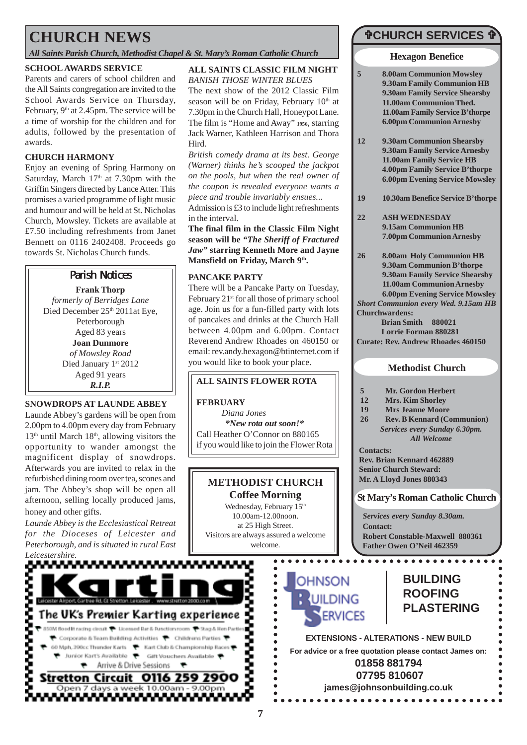# CHURCH NEWS

*All Saints Parish Church, Methodist Chapel & St. Mary's Roman Catholic Church*

### SCHOOL AWARDS SERVICE

Parents and carers of school children and the All Saints congregation are invited to the School Awards Service on Thursday, February, 9th at 2.45pm. The service will be a time of worship for the children and for adults, followed by the presentation of awards.

### CHURCH HARMONY

Enjoy an evening of Spring Harmony on Saturday, March 17th at 7.30pm with the Griffin Singers directed by Lance Atter. This promises a varied programme of light music and humour and will be held at St. Nicholas Church, Mowsley. Tickets are available at £7.50 including refreshments from Janet Bennett on 0116 2402408. Proceeds go towards St. Nicholas Church funds.

### Parish Notices

**Frank Thorp**
*formerly of Berridges Lane*
Died December 25th 2011at Eye, Peterborough
Aged 83 years

**Joan Dunmore**
*of Mowsley Road*
Died January 1st 2012
Aged 91 years

***R.I.P.***

### SNOWDROPS AT LAUNDE ABBEY

Launde Abbey's gardens will be open from 2.00pm to 4.00pm every day from February 13th until March 18th, allowing visitors the opportunity to wander amongst the magnificent display of snowdrops. Afterwards you are invited to relax in the refurbished dining room over tea, scones and jam. The Abbey's shop will be open all afternoon, selling locally produced jams, honey and other gifts.

*Launde Abbey is the Ecclesiastical Retreat for the Dioceses of Leicester and Peterborough, and is situated in rural East Leicestershire.*

### ALL SAINTS CLASSIC FILM NIGHT

*BANISH THOSE WINTER BLUES*

The next show of the 2012 Classic Film season will be on Friday, February 10th at 7.30pm in the Church Hall, Honeypot Lane. The film is "Home and Away" 1956, starring Jack Warner, Kathleen Harrison and Thora Hird.

*British comedy drama at its best. George (Warner) thinks he's scooped the jackpot on the pools, but when the real owner of the coupon is revealed everyone wants a piece and trouble invariably ensues...*

Admission is £3 to include light refreshments in the interval.

**The final film in the Classic Film Night season will be *"The Sheriff of Fractured Jaw"* starring Kenneth More and Jayne Mansfield on Friday, March 9th.**

### PANCAKE PARTY

There will be a Pancake Party on Tuesday, February 21st for all those of primary school age. Join us for a fun-filled party with lots of pancakes and drinks at the Church Hall between 4.00pm and 6.00pm. Contact Reverend Andrew Rhoades on 460150 or email: rev.andy.hexagon@btinternet.com if you would like to book your place.

### ALL SAINTS FLOWER ROTA

**FEBRUARY**
*Diana Jones*
***New rota out soon!****

Call Heather O'Connor on 880165 if you would like to join the Flower Rota

### METHODIST CHURCH
### Coffee Morning

Wednesday, February 15th
10.00am-12.00noon.
at 25 High Street.
Visitors are always assured a welcome welcome.

## ✞CHURCH SERVICES ✞

### Hexagon Benefice

| | |
|---|---|
| **5** | **8.00am Communion Mowsley**<br>**9.30am Family Communion HB**<br>**9.30am Family Service Shearsby**<br>**11.00am Communion Thed.**<br>**11.00am Family Service B'thorpe**<br>**6.00pm Communion Arnesby** |
| **12** | **9.30am Communion Shearsby**<br>**9.30am Family Service Arnesby**<br>**11.00am Family Service HB**<br>**4.00pm Family Service B'thorpe**<br>**6.00pm Evening Service Mowsley** |
| **19** | **10.30am Benefice Service B'thorpe** |
| **22** | **ASH WEDNESDAY**<br>**9.15am Communion HB**<br>**7.00pm Communion Arnesby** |
| **26** | **8.00am Holy Communion HB**<br>**9.30am Communion B'thorpe**<br>**9.30am Family Service Shearsby**<br>**11.00am Communion Arnesby**<br>**6.00pm Evening Service Mowsley** |

***Short Communion every Wed. 9.15am HB***

**Churchwardens:**
**Brian Smith 880021**
**Lorrie Forman 880281**

**Curate: Rev. Andrew Rhoades 460150**

### Methodist Church

| | |
|---|---|
| **5** | **Mr. Gordon Herbert** |
| **12** | **Mrs. Kim Shorley** |
| **19** | **Mrs Jeanne Moore** |
| **26** | **Rev. B Kennard (Communion)** |

***Services every Sunday 6.30pm. All Welcome***

**Contacts:**
**Rev. Brian Kennard 462889**
**Senior Church Steward:**
**Mr. A Lloyd Jones 880343**

### St Mary's Roman Catholic Church

***Services every Sunday 8.30am.***

**Contact:**
**Robert Constable-Maxwell 880361**
**Father Owen O'Neil 462359**

---

**Karting**
Leicester Airport, Gartree Rd, Gt Stretton, Leicester . www.stretton2000.com

**The UK's Premier Karting experience**

850M floodlit racing circuit • Licensed Bar & Function room • Stag & Hen Parties • Corporate & Team Building Activities • Childrens Parties • 60 Mph, 200cc Thunder Karts • Kart Club & Championship Races • Junior Kart's Available • Gift Vouchers Available • Arrive & Drive Sessions

**Stretton Circuit 0116 259 2900**
Open 7 days a week 10.00am - 9.00pm

---

**JOHNSON BUILDING SERVICES**

**BUILDING**
**ROOFING**
**PLASTERING**

**EXTENSIONS - ALTERATIONS - NEW BUILD**

**For advice or a free quotation please contact James on:**
**01858 881794**
**07795 810607**
**james@johnsonbuilding.co.uk**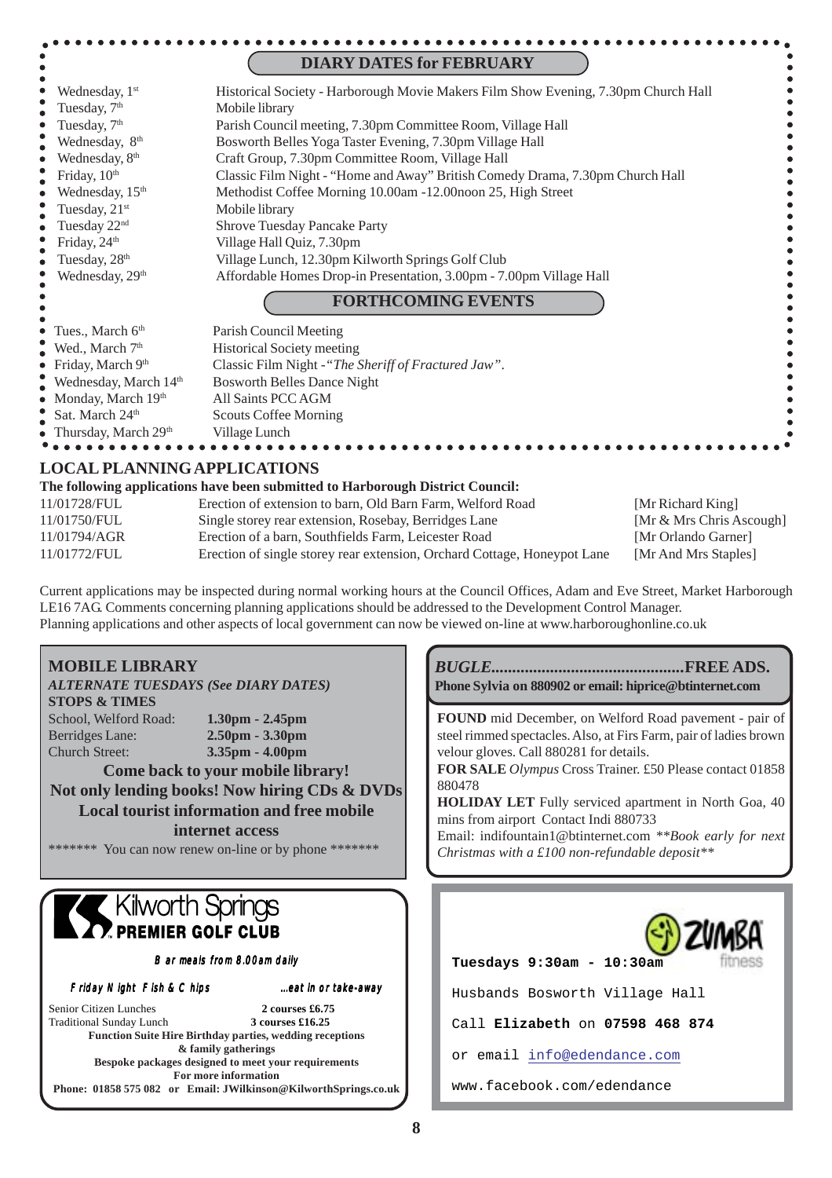## DIARY DATES for FEBRUARY

| | |
|---|---|
| Wednesday, 1st | Historical Society - Harborough Movie Makers Film Show Evening, 7.30pm Church Hall |
| Tuesday, 7th | Mobile library |
| Tuesday, 7th | Parish Council meeting, 7.30pm Committee Room, Village Hall |
| Wednesday, 8th | Bosworth Belles Yoga Taster Evening, 7.30pm Village Hall |
| Wednesday, 8th | Craft Group, 7.30pm Committee Room, Village Hall |
| Friday, 10th | Classic Film Night - "Home and Away" British Comedy Drama, 7.30pm Church Hall |
| Wednesday, 15th | Methodist Coffee Morning 10.00am -12.00noon 25, High Street |
| Tuesday, 21st | Mobile library |
| Tuesday 22nd | Shrove Tuesday Pancake Party |
| Friday, 24th | Village Hall Quiz, 7.30pm |
| Tuesday, 28th | Village Lunch, 12.30pm Kilworth Springs Golf Club |
| Wednesday, 29th | Affordable Homes Drop-in Presentation, 3.00pm - 7.00pm Village Hall |

## FORTHCOMING EVENTS

| | |
|---|---|
| Tues., March 6th | Parish Council Meeting |
| Wed., March 7th | Historical Society meeting |
| Friday, March 9th | Classic Film Night -*"The Sheriff of Fractured Jaw"*. |
| Wednesday, March 14th | Bosworth Belles Dance Night |
| Monday, March 19th | All Saints PCC AGM |
| Sat. March 24th | Scouts Coffee Morning |
| Thursday, March 29th | Village Lunch |

## LOCAL PLANNING APPLICATIONS

**The following applications have been submitted to Harborough District Council:**

| | | |
|---|---|---|
| 11/01728/FUL | Erection of extension to barn, Old Barn Farm, Welford Road | [Mr Richard King] |
| 11/01750/FUL | Single storey rear extension, Rosebay, Berridges Lane | [Mr & Mrs Chris Ascough] |
| 11/01794/AGR | Erection of a barn, Southfields Farm, Leicester Road | [Mr Orlando Garner] |
| 11/01772/FUL | Erection of single storey rear extension, Orchard Cottage, Honeypot Lane | [Mr And Mrs Staples] |

Current applications may be inspected during normal working hours at the Council Offices, Adam and Eve Street, Market Harborough LE16 7AG. Comments concerning planning applications should be addressed to the Development Control Manager.
Planning applications and other aspects of local government can now be viewed on-line at www.harboroughonline.co.uk

## MOBILE LIBRARY

***ALTERNATE TUESDAYS (See DIARY DATES)***

**STOPS & TIMES**

| | |
|---|---|
| School, Welford Road: | **1.30pm - 2.45pm** |
| Berridges Lane: | **2.50pm - 3.30pm** |
| Church Street: | **3.35pm - 4.00pm** |

**Come back to your mobile library!**
**Not only lending books! Now hiring CDs & DVDs**
**Local tourist information and free mobile internet access**

******* You can now renew on-line or by phone *******

## *BUGLE*..............................................FREE ADS.

**Phone Sylvia on 880902 or email: hiprice@btinternet.com**

**FOUND** mid December, on Welford Road pavement - pair of steel rimmed spectacles. Also, at Firs Farm, pair of ladies brown velour gloves. Call 880281 for details.

**FOR SALE** *Olympus* Cross Trainer. £50 Please contact 01858 880478

**HOLIDAY LET** Fully serviced apartment in North Goa, 40 mins from airport Contact Indi 880733
Email: indifountain1@btinternet.com ***Book early for next Christmas with a £100 non-refundable deposit***

## Kilworth Springs PREMIER GOLF CLUB

*Bar meals from 8.00am daily*

*Friday Night Fish & Chips* ...*eat in or take-away*

| | |
|---|---|
| Senior Citizen Lunches | **2 courses £6.75** |
| Traditional Sunday Lunch | **3 courses £16.25** |

**Function Suite Hire Birthday parties, wedding receptions & family gatherings**
**Bespoke packages designed to meet your requirements**
**For more information**
**Phone: 01858 575 082 or Email: JWilkinson@KilworthSprings.co.uk**

## ZUMBA fitness

**Tuesdays 9:30am - 10:30am**

Husbands Bosworth Village Hall

Call **Elizabeth** on **07598 468 874**

or email info@edendance.com

www.facebook.com/edendance